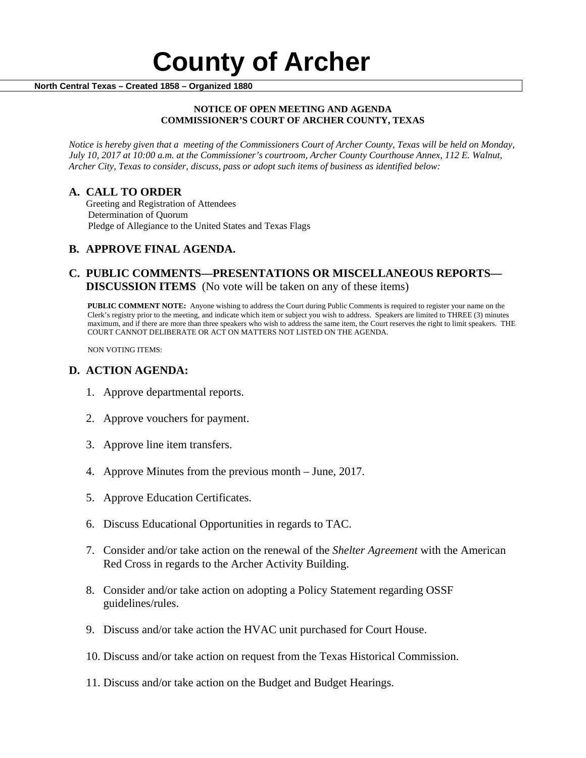# County of Archer

**North Central Texas – Created 1858 – Organized 1880**

**NOTICE OF OPEN MEETING AND AGENDA**
**COMMISSIONER'S COURT OF ARCHER COUNTY, TEXAS**

*Notice is hereby given that a meeting of the Commissioners Court of Archer County, Texas will be held on Monday, July 10, 2017 at 10:00 a.m. at the Commissioner's courtroom, Archer County Courthouse Annex, 112 E. Walnut, Archer City, Texas to consider, discuss, pass or adopt such items of business as identified below:*

## A. CALL TO ORDER

Greeting and Registration of Attendees
Determination of Quorum
Pledge of Allegiance to the United States and Texas Flags

## B. APPROVE FINAL AGENDA.

## C. PUBLIC COMMENTS—PRESENTATIONS OR MISCELLANEOUS REPORTS—DISCUSSION ITEMS (No vote will be taken on any of these items)

**PUBLIC COMMENT NOTE:** Anyone wishing to address the Court during Public Comments is required to register your name on the Clerk's registry prior to the meeting, and indicate which item or subject you wish to address. Speakers are limited to THREE (3) minutes maximum, and if there are more than three speakers who wish to address the same item, the Court reserves the right to limit speakers. THE COURT CANNOT DELIBERATE OR ACT ON MATTERS NOT LISTED ON THE AGENDA.

NON VOTING ITEMS:

## D. ACTION AGENDA:

1. Approve departmental reports.
2. Approve vouchers for payment.
3. Approve line item transfers.
4. Approve Minutes from the previous month – June, 2017.
5. Approve Education Certificates.
6. Discuss Educational Opportunities in regards to TAC.
7. Consider and/or take action on the renewal of the *Shelter Agreement* with the American Red Cross in regards to the Archer Activity Building.
8. Consider and/or take action on adopting a Policy Statement regarding OSSF guidelines/rules.
9. Discuss and/or take action the HVAC unit purchased for Court House.
10. Discuss and/or take action on request from the Texas Historical Commission.
11. Discuss and/or take action on the Budget and Budget Hearings.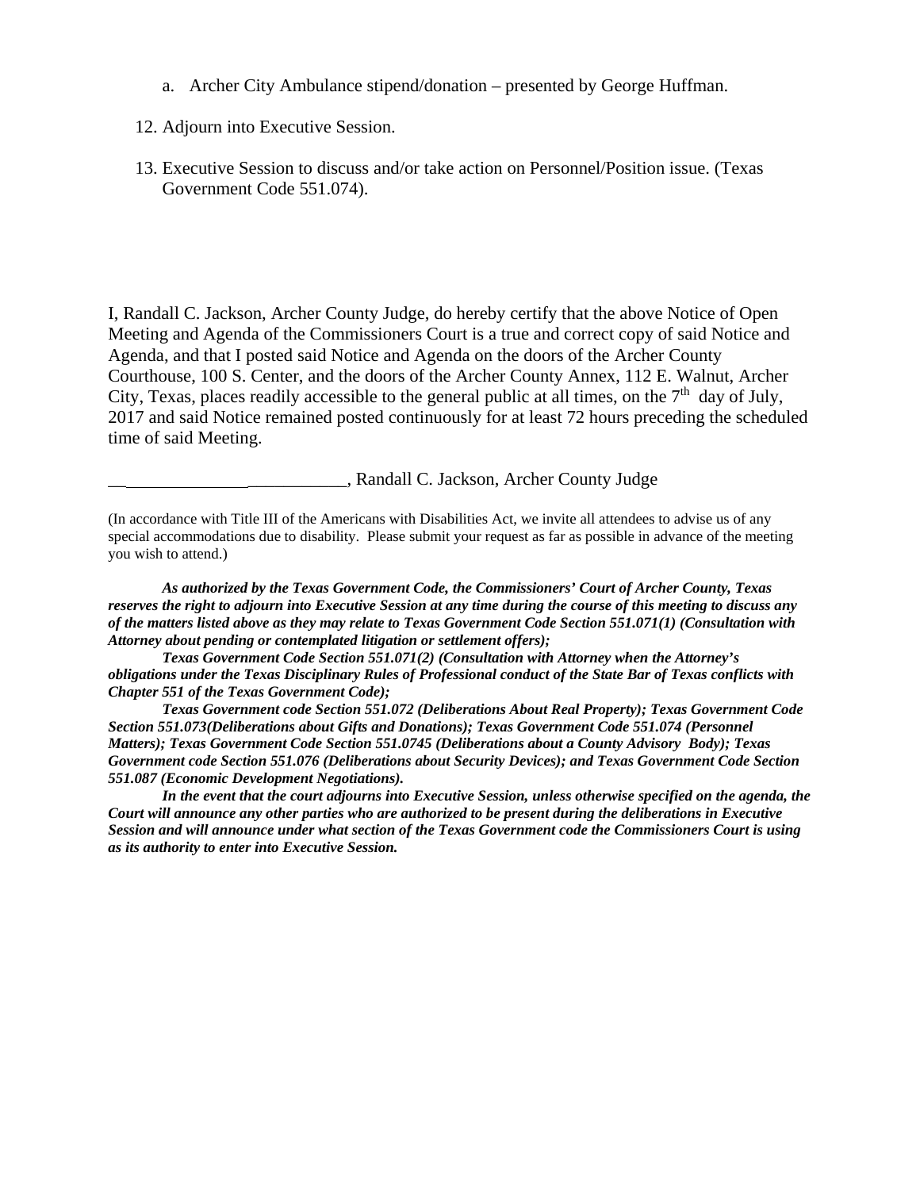a. Archer City Ambulance stipend/donation – presented by George Huffman.

12. Adjourn into Executive Session.

13. Executive Session to discuss and/or take action on Personnel/Position issue. (Texas Government Code 551.074).

I, Randall C. Jackson, Archer County Judge, do hereby certify that the above Notice of Open Meeting and Agenda of the Commissioners Court is a true and correct copy of said Notice and Agenda, and that I posted said Notice and Agenda on the doors of the Archer County Courthouse, 100 S. Center, and the doors of the Archer County Annex, 112 E. Walnut, Archer City, Texas, places readily accessible to the general public at all times, on the 7th day of July, 2017 and said Notice remained posted continuously for at least 72 hours preceding the scheduled time of said Meeting.

_________________________, Randall C. Jackson, Archer County Judge

(In accordance with Title III of the Americans with Disabilities Act, we invite all attendees to advise us of any special accommodations due to disability. Please submit your request as far as possible in advance of the meeting you wish to attend.)

***As authorized by the Texas Government Code, the Commissioners' Court of Archer County, Texas reserves the right to adjourn into Executive Session at any time during the course of this meeting to discuss any of the matters listed above as they may relate to Texas Government Code Section 551.071(1) (Consultation with Attorney about pending or contemplated litigation or settlement offers);***

***Texas Government Code Section 551.071(2) (Consultation with Attorney when the Attorney's obligations under the Texas Disciplinary Rules of Professional conduct of the State Bar of Texas conflicts with Chapter 551 of the Texas Government Code);***

***Texas Government code Section 551.072 (Deliberations About Real Property); Texas Government Code Section 551.073(Deliberations about Gifts and Donations); Texas Government Code 551.074 (Personnel Matters); Texas Government Code Section 551.0745 (Deliberations about a County Advisory Body); Texas Government code Section 551.076 (Deliberations about Security Devices); and Texas Government Code Section 551.087 (Economic Development Negotiations).***

***In the event that the court adjourns into Executive Session, unless otherwise specified on the agenda, the Court will announce any other parties who are authorized to be present during the deliberations in Executive Session and will announce under what section of the Texas Government code the Commissioners Court is using as its authority to enter into Executive Session.***